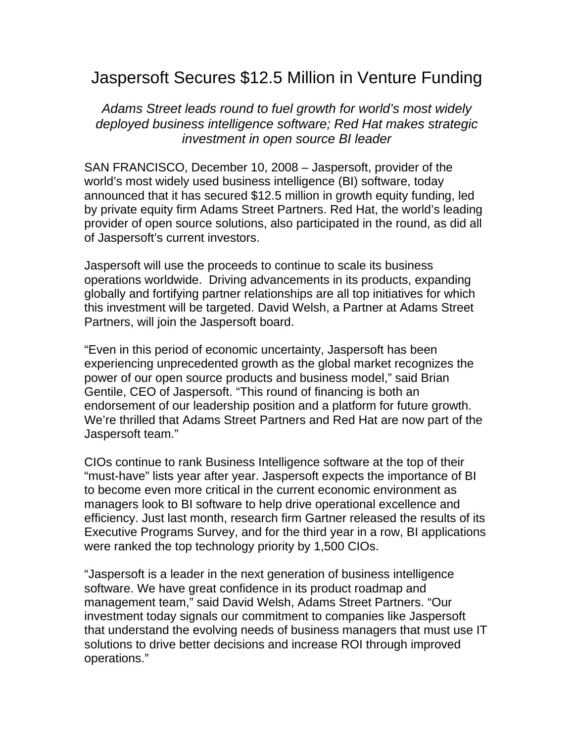# Jaspersoft Secures $12.5 Million in Venture Funding

*Adams Street leads round to fuel growth for world's most widely deployed business intelligence software; Red Hat makes strategic investment in open source BI leader*

SAN FRANCISCO, December 10, 2008 – Jaspersoft, provider of the world's most widely used business intelligence (BI) software, today announced that it has secured $12.5 million in growth equity funding, led by private equity firm Adams Street Partners. Red Hat, the world's leading provider of open source solutions, also participated in the round, as did all of Jaspersoft's current investors.

Jaspersoft will use the proceeds to continue to scale its business operations worldwide. Driving advancements in its products, expanding globally and fortifying partner relationships are all top initiatives for which this investment will be targeted. David Welsh, a Partner at Adams Street Partners, will join the Jaspersoft board.

"Even in this period of economic uncertainty, Jaspersoft has been experiencing unprecedented growth as the global market recognizes the power of our open source products and business model," said Brian Gentile, CEO of Jaspersoft. "This round of financing is both an endorsement of our leadership position and a platform for future growth. We're thrilled that Adams Street Partners and Red Hat are now part of the Jaspersoft team."

CIOs continue to rank Business Intelligence software at the top of their "must-have" lists year after year. Jaspersoft expects the importance of BI to become even more critical in the current economic environment as managers look to BI software to help drive operational excellence and efficiency. Just last month, research firm Gartner released the results of its Executive Programs Survey, and for the third year in a row, BI applications were ranked the top technology priority by 1,500 CIOs.

"Jaspersoft is a leader in the next generation of business intelligence software. We have great confidence in its product roadmap and management team," said David Welsh, Adams Street Partners. "Our investment today signals our commitment to companies like Jaspersoft that understand the evolving needs of business managers that must use IT solutions to drive better decisions and increase ROI through improved operations."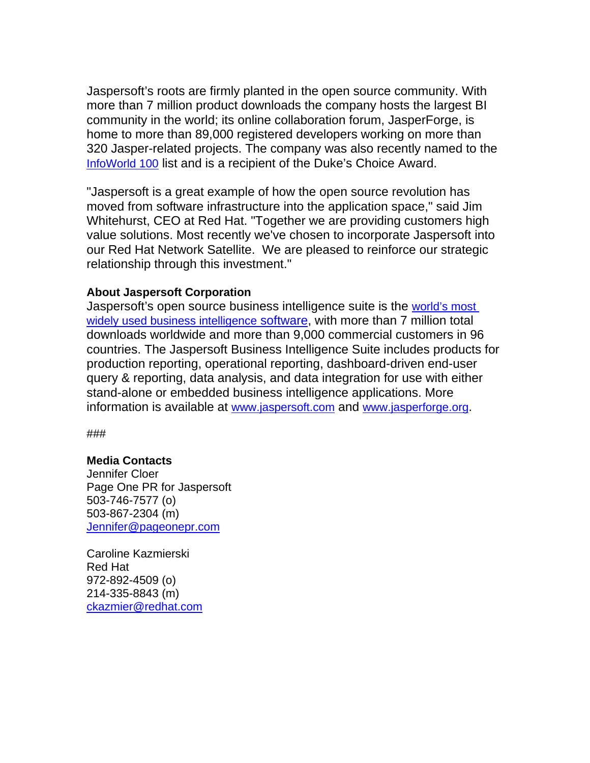Jaspersoft's roots are firmly planted in the open source community. With more than 7 million product downloads the company hosts the largest BI community in the world; its online collaboration forum, JasperForge, is home to more than 89,000 registered developers working on more than 320 Jasper-related projects. The company was also recently named to the InfoWorld 100 list and is a recipient of the Duke's Choice Award.

"Jaspersoft is a great example of how the open source revolution has moved from software infrastructure into the application space," said Jim Whitehurst, CEO at Red Hat. "Together we are providing customers high value solutions. Most recently we've chosen to incorporate Jaspersoft into our Red Hat Network Satellite. We are pleased to reinforce our strategic relationship through this investment."

**About Jaspersoft Corporation**

Jaspersoft's open source business intelligence suite is the world's most widely used business intelligence software, with more than 7 million total downloads worldwide and more than 9,000 commercial customers in 96 countries. The Jaspersoft Business Intelligence Suite includes products for production reporting, operational reporting, dashboard-driven end-user query & reporting, data analysis, and data integration for use with either stand-alone or embedded business intelligence applications. More information is available at www.jaspersoft.com and www.jasperforge.org.

###

**Media Contacts**

Jennifer Cloer
Page One PR for Jaspersoft
503-746-7577 (o)
503-867-2304 (m)
Jennifer@pageonepr.com

Caroline Kazmierski
Red Hat
972-892-4509 (o)
214-335-8843 (m)
ckazmier@redhat.com